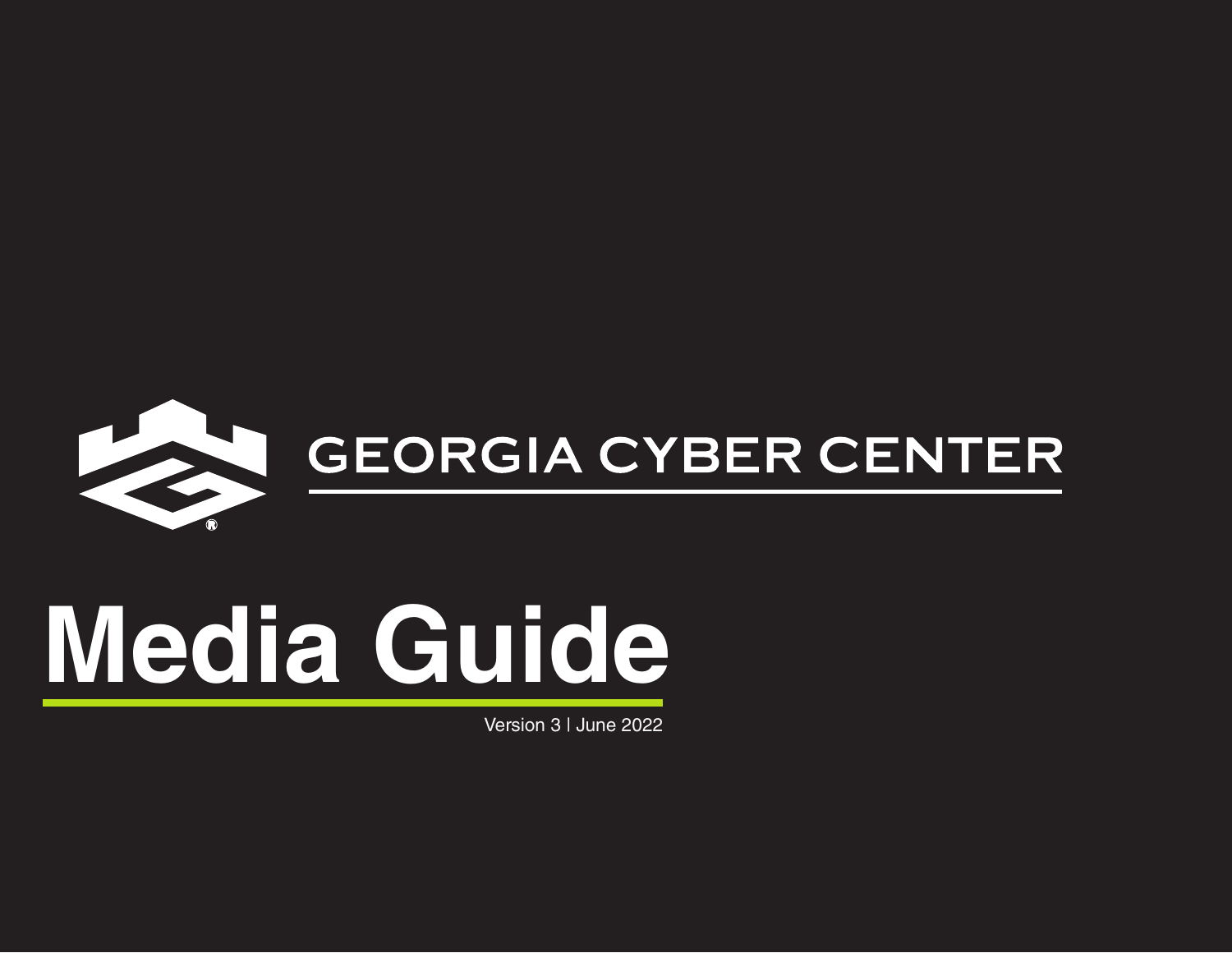GEORGIA CYBER CENTER

# Media Guide

Version 3 | June 2022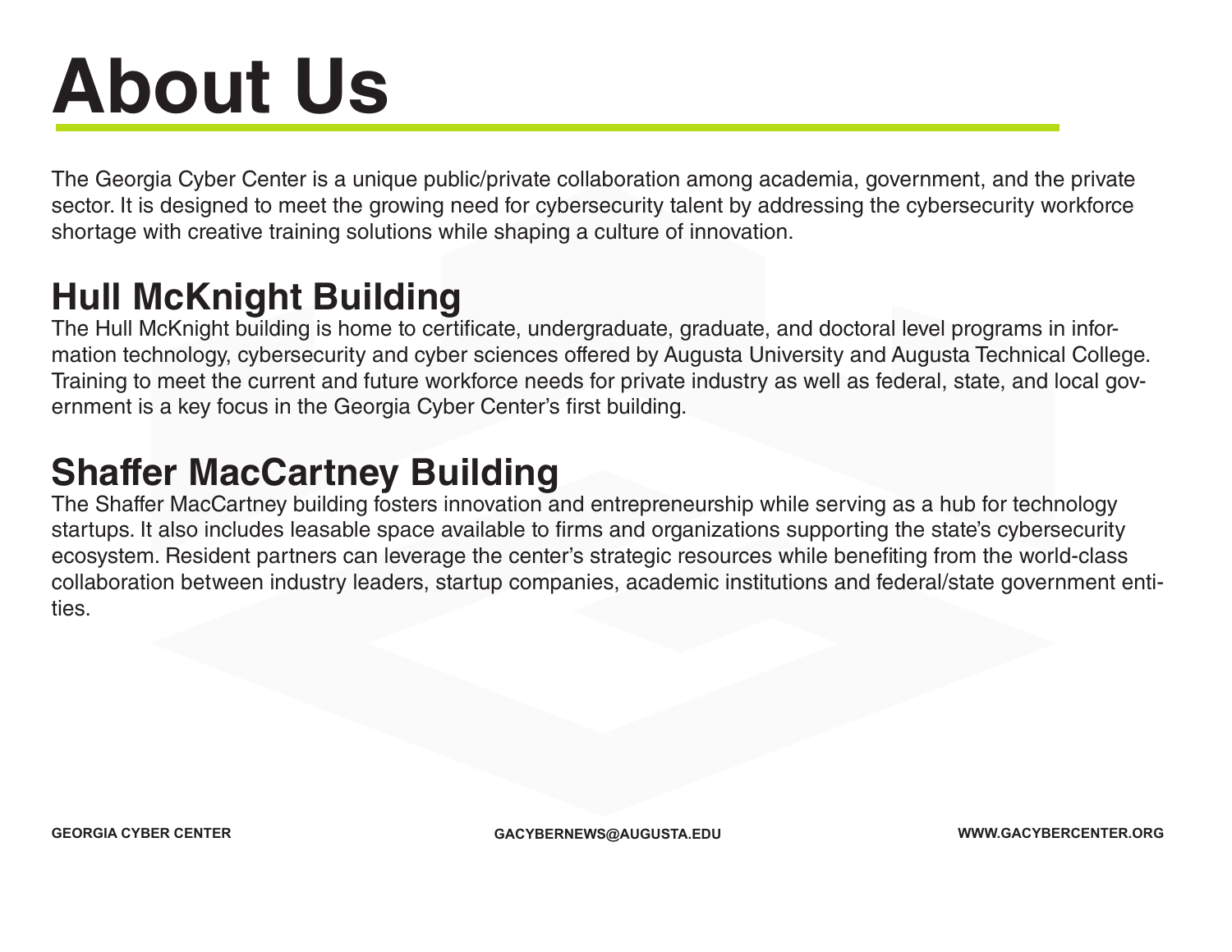# About Us

The Georgia Cyber Center is a unique public/private collaboration among academia, government, and the private sector. It is designed to meet the growing need for cybersecurity talent by addressing the cybersecurity workforce shortage with creative training solutions while shaping a culture of innovation.

## Hull McKnight Building

The Hull McKnight building is home to certificate, undergraduate, graduate, and doctoral level programs in information technology, cybersecurity and cyber sciences offered by Augusta University and Augusta Technical College. Training to meet the current and future workforce needs for private industry as well as federal, state, and local government is a key focus in the Georgia Cyber Center's first building.

## Shaffer MacCartney Building

The Shaffer MacCartney building fosters innovation and entrepreneurship while serving as a hub for technology startups. It also includes leasable space available to firms and organizations supporting the state's cybersecurity ecosystem. Resident partners can leverage the center's strategic resources while benefiting from the world-class collaboration between industry leaders, startup companies, academic institutions and federal/state government entities.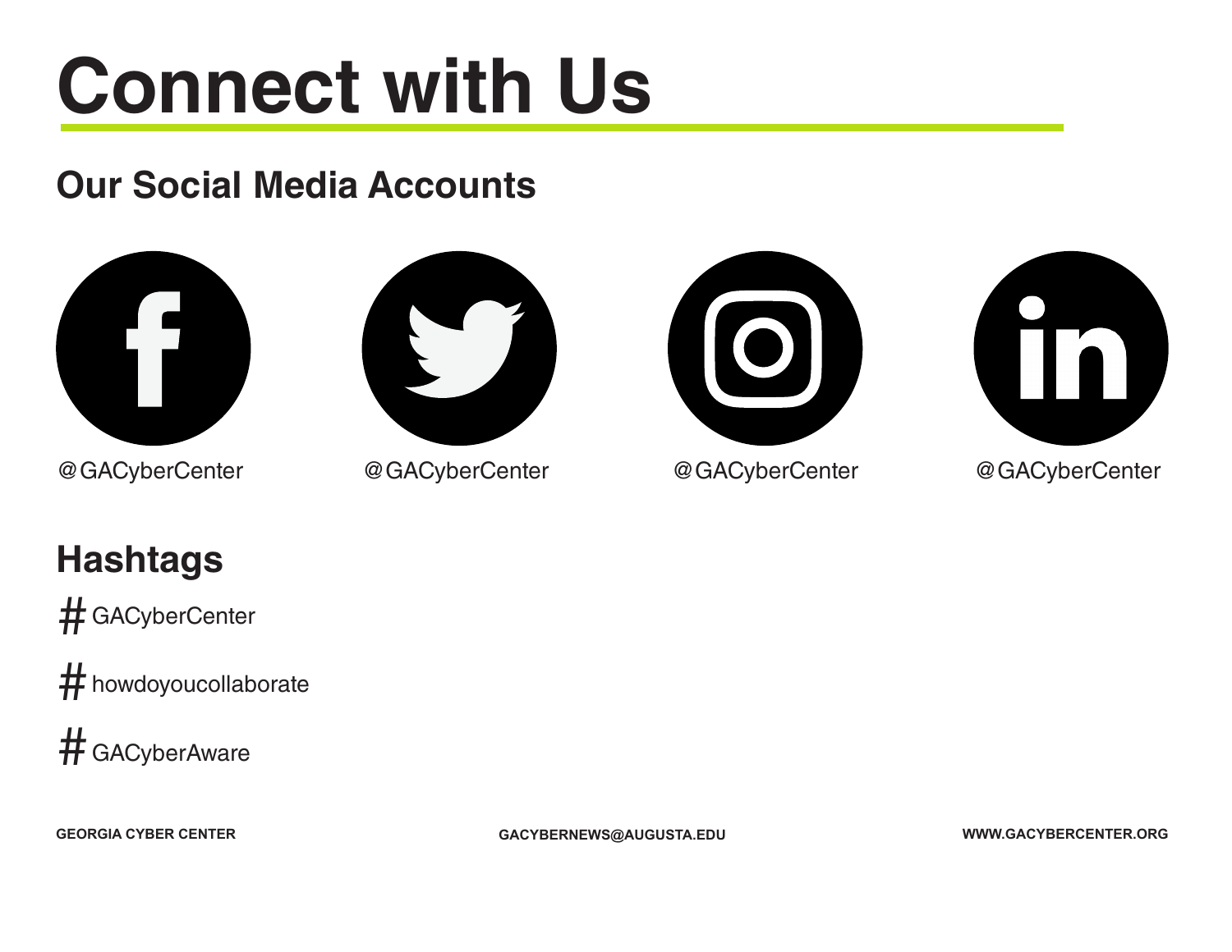# Connect with Us

## Our Social Media Accounts

@GACyberCenter

@GACyberCenter

@GACyberCenter

@GACyberCenter

## Hashtags

#GACyberCenter

#howdoyoucollaborate

#GACyberAware

GEORGIA CYBER CENTER

GACYBERNEWS@AUGUSTA.EDU

WWW.GACYBERCENTER.ORG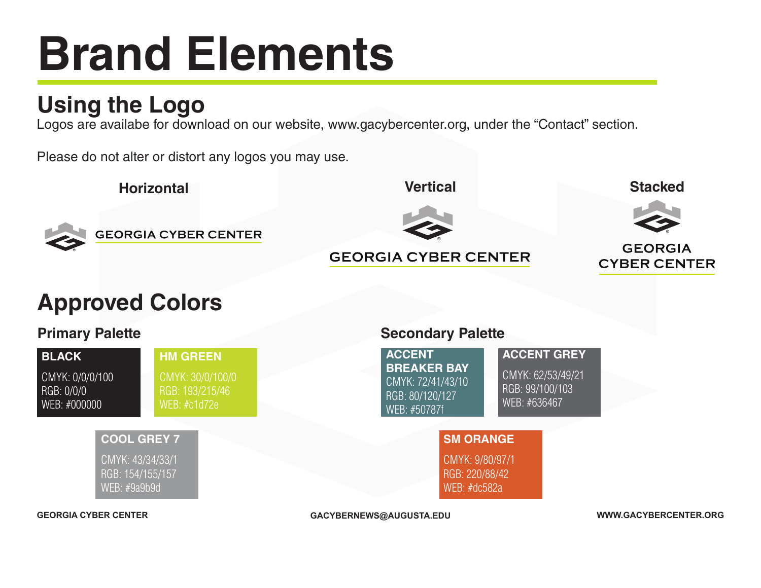# Brand Elements

## Using the Logo

Logos are availabe for download on our website, www.gacybercenter.org, under the “Contact” section.

Please do not alter or distort any logos you may use.

**Horizontal**

GEORGIA CYBER CENTER

**Vertical**

GEORGIA CYBER CENTER

**Stacked**

GEORGIA
CYBER CENTER

## Approved Colors

### Primary Palette

**BLACK**
CMYK: 0/0/0/100
RGB: 0/0/0
WEB: #000000

**HM GREEN**
CMYK: 30/0/100/0
RGB: 193/215/46
WEB: #c1d72e

**COOL GREY 7**
CMYK: 43/34/33/1
RGB: 154/155/157
WEB: #9a9b9d

### Secondary Palette

**ACCENT BREAKER BAY**
CMYK: 72/41/43/10
RGB: 80/120/127
WEB: #50787f

**ACCENT GREY**
CMYK: 62/53/49/21
RGB: 99/100/103
WEB: #636467

**SM ORANGE**
CMYK: 9/80/97/1
RGB: 220/88/42
WEB: #dc582a

GEORGIA CYBER CENTER | GACYBERNEWS@AUGUSTA.EDU | WWW.GACYBERCENTER.ORG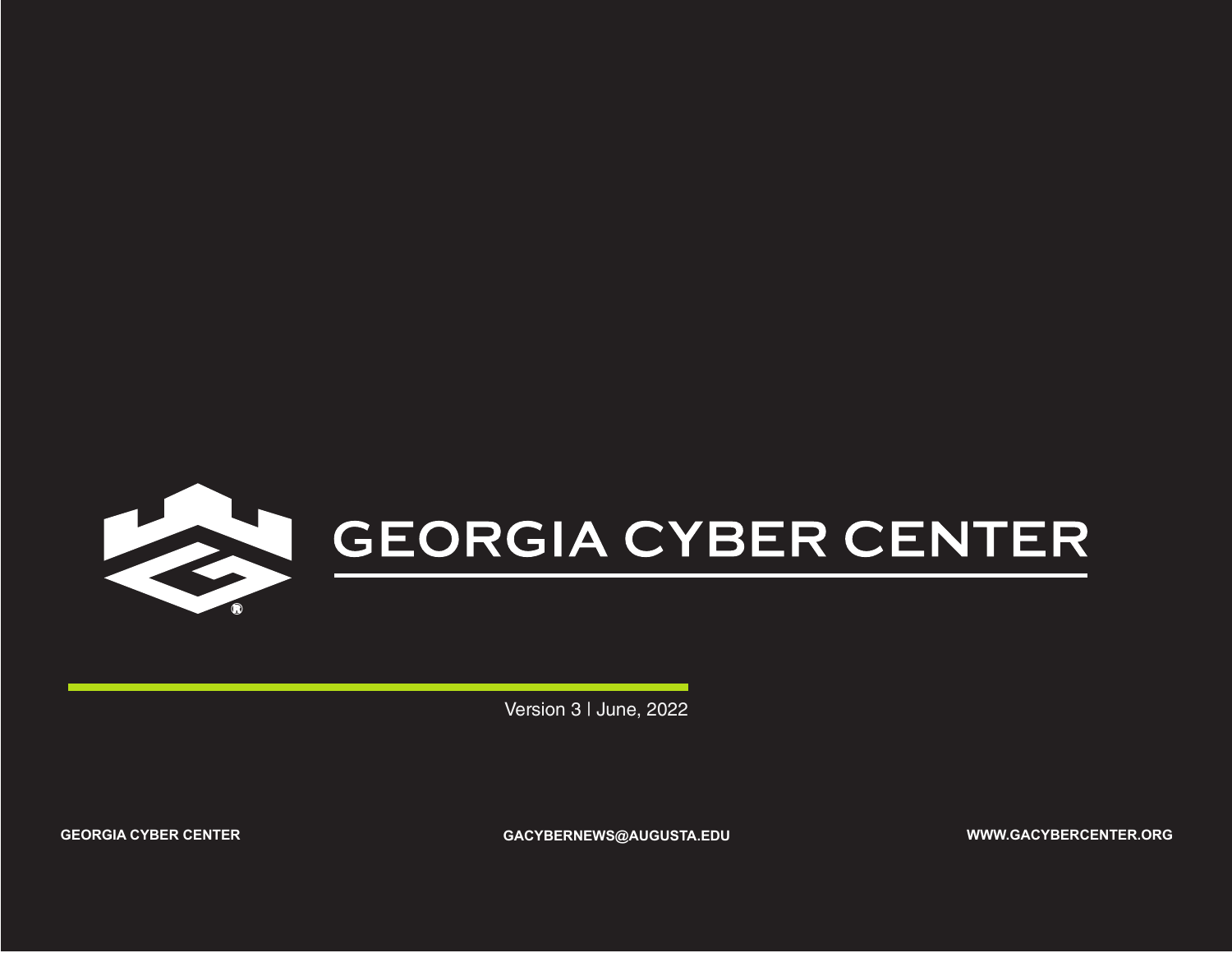# GEORGIA CYBER CENTER

Version 3 | June, 2022

GEORGIA CYBER CENTER

GACYBERNEWS@AUGUSTA.EDU

WWW.GACYBERCENTER.ORG